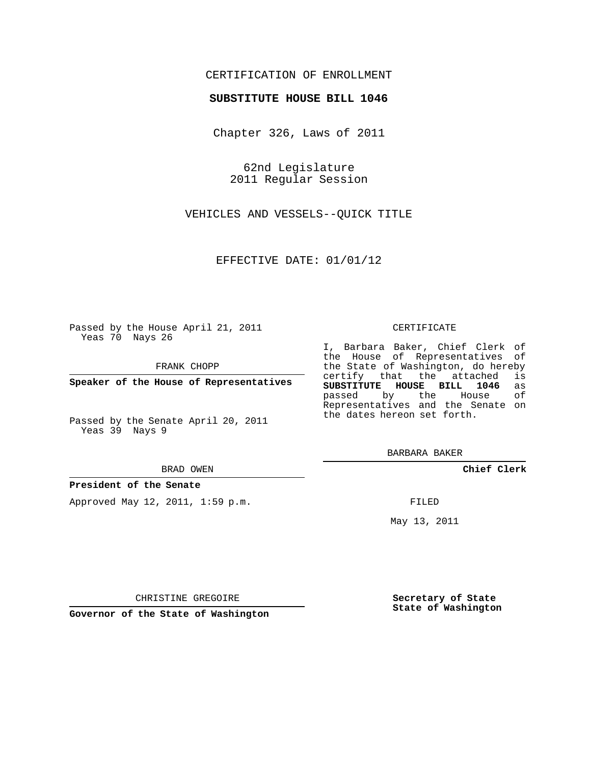CERTIFICATION OF ENROLLMENT

**SUBSTITUTE HOUSE BILL 1046**

Chapter 326, Laws of 2011

62nd Legislature
2011 Regular Session

VEHICLES AND VESSELS--QUICK TITLE

EFFECTIVE DATE: 01/01/12

Passed by the House April 21, 2011
Yeas 70 Nays 26

FRANK CHOPP

**Speaker of the House of Representatives**

Passed by the Senate April 20, 2011
Yeas 39 Nays 9

BRAD OWEN

**President of the Senate**

Approved May 12, 2011, 1:59 p.m.

CHRISTINE GREGOIRE

**Governor of the State of Washington**

CERTIFICATE

I, Barbara Baker, Chief Clerk of the House of Representatives of the State of Washington, do hereby certify that the attached is **SUBSTITUTE HOUSE BILL 1046** as passed by the House of Representatives and the Senate on the dates hereon set forth.

BARBARA BAKER

**Chief Clerk**

FILED

May 13, 2011

**Secretary of State**
**State of Washington**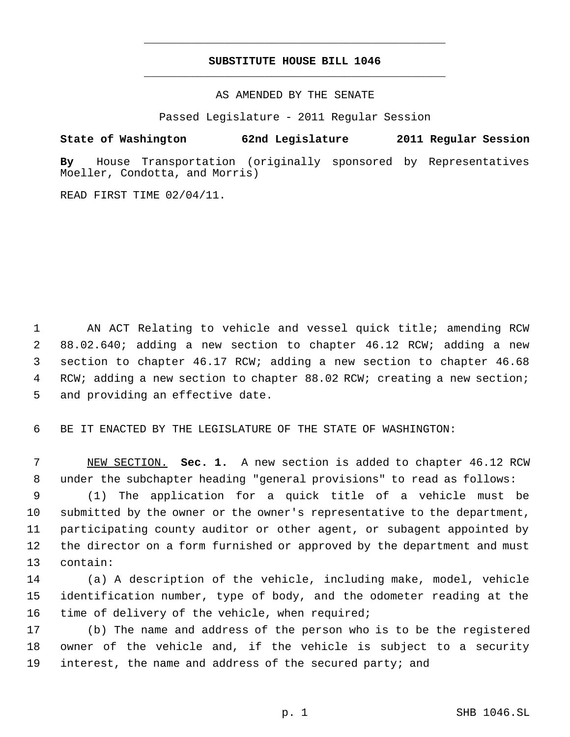# SUBSTITUTE HOUSE BILL 1046

AS AMENDED BY THE SENATE

Passed Legislature - 2011 Regular Session

**State of Washington 62nd Legislature 2011 Regular Session**

**By** House Transportation (originally sponsored by Representatives Moeller, Condotta, and Morris)

READ FIRST TIME 02/04/11.

AN ACT Relating to vehicle and vessel quick title; amending RCW 88.02.640; adding a new section to chapter 46.12 RCW; adding a new section to chapter 46.17 RCW; adding a new section to chapter 46.68 RCW; adding a new section to chapter 88.02 RCW; creating a new section; and providing an effective date.

BE IT ENACTED BY THE LEGISLATURE OF THE STATE OF WASHINGTON:

NEW SECTION. **Sec. 1.** A new section is added to chapter 46.12 RCW under the subchapter heading "general provisions" to read as follows:

(1) The application for a quick title of a vehicle must be submitted by the owner or the owner's representative to the department, participating county auditor or other agent, or subagent appointed by the director on a form furnished or approved by the department and must contain:

(a) A description of the vehicle, including make, model, vehicle identification number, type of body, and the odometer reading at the time of delivery of the vehicle, when required;

(b) The name and address of the person who is to be the registered owner of the vehicle and, if the vehicle is subject to a security interest, the name and address of the secured party; and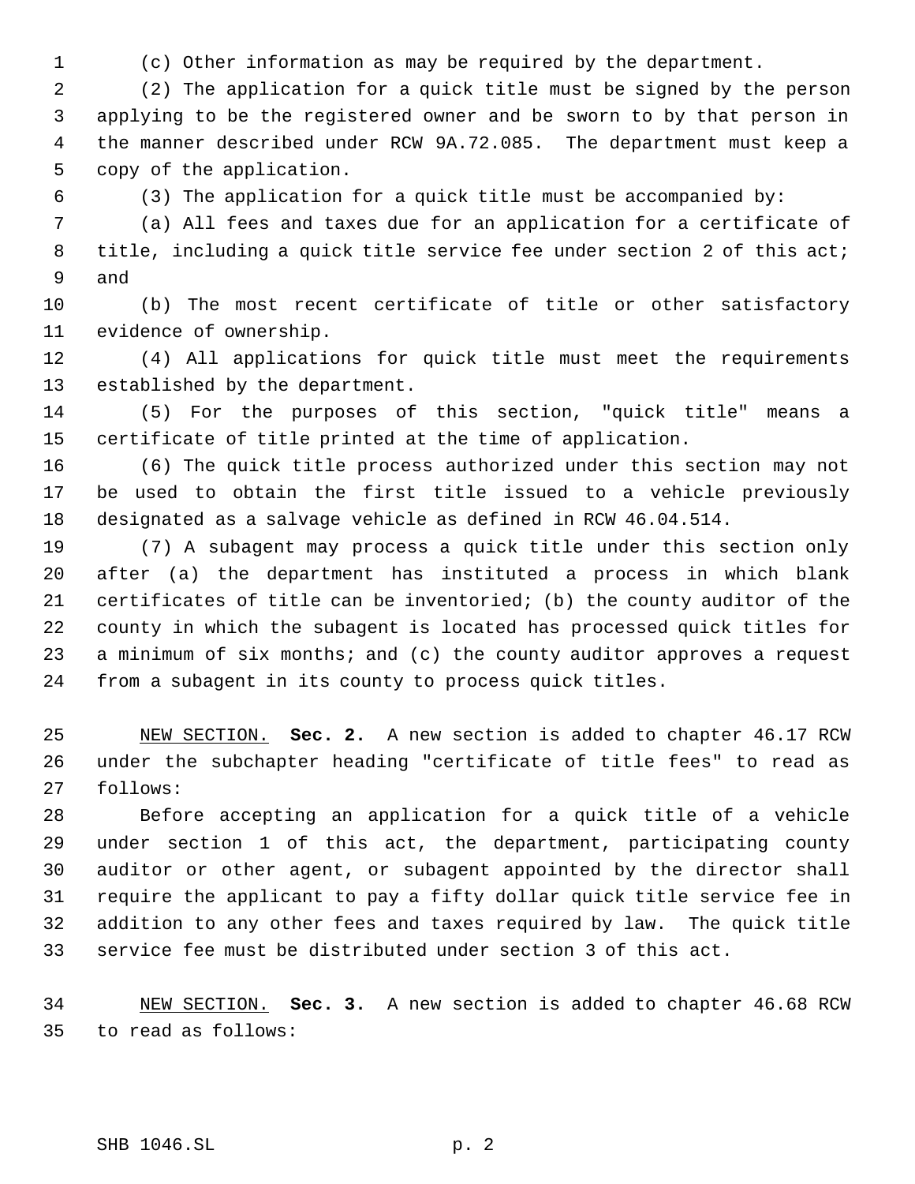(c) Other information as may be required by the department.

(2) The application for a quick title must be signed by the person applying to be the registered owner and be sworn to by that person in the manner described under RCW 9A.72.085. The department must keep a copy of the application.

(3) The application for a quick title must be accompanied by:

(a) All fees and taxes due for an application for a certificate of title, including a quick title service fee under section 2 of this act; and

(b) The most recent certificate of title or other satisfactory evidence of ownership.

(4) All applications for quick title must meet the requirements established by the department.

(5) For the purposes of this section, "quick title" means a certificate of title printed at the time of application.

(6) The quick title process authorized under this section may not be used to obtain the first title issued to a vehicle previously designated as a salvage vehicle as defined in RCW 46.04.514.

(7) A subagent may process a quick title under this section only after (a) the department has instituted a process in which blank certificates of title can be inventoried; (b) the county auditor of the county in which the subagent is located has processed quick titles for a minimum of six months; and (c) the county auditor approves a request from a subagent in its county to process quick titles.

NEW SECTION. **Sec. 2.** A new section is added to chapter 46.17 RCW under the subchapter heading "certificate of title fees" to read as follows:

Before accepting an application for a quick title of a vehicle under section 1 of this act, the department, participating county auditor or other agent, or subagent appointed by the director shall require the applicant to pay a fifty dollar quick title service fee in addition to any other fees and taxes required by law. The quick title service fee must be distributed under section 3 of this act.

NEW SECTION. **Sec. 3.** A new section is added to chapter 46.68 RCW to read as follows: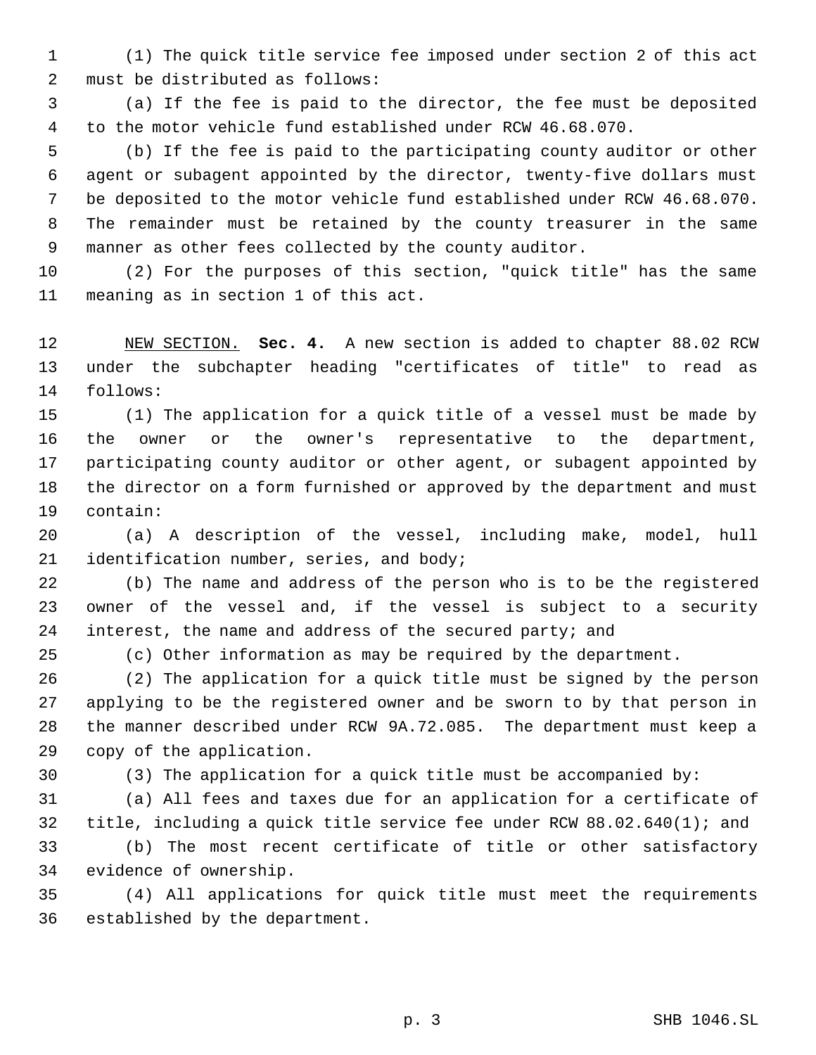(1) The quick title service fee imposed under section 2 of this act must be distributed as follows:

(a) If the fee is paid to the director, the fee must be deposited to the motor vehicle fund established under RCW 46.68.070.

(b) If the fee is paid to the participating county auditor or other agent or subagent appointed by the director, twenty-five dollars must be deposited to the motor vehicle fund established under RCW 46.68.070. The remainder must be retained by the county treasurer in the same manner as other fees collected by the county auditor.

(2) For the purposes of this section, "quick title" has the same meaning as in section 1 of this act.

NEW SECTION. **Sec. 4.** A new section is added to chapter 88.02 RCW under the subchapter heading "certificates of title" to read as follows:

(1) The application for a quick title of a vessel must be made by the owner or the owner's representative to the department, participating county auditor or other agent, or subagent appointed by the director on a form furnished or approved by the department and must contain:

(a) A description of the vessel, including make, model, hull identification number, series, and body;

(b) The name and address of the person who is to be the registered owner of the vessel and, if the vessel is subject to a security interest, the name and address of the secured party; and

(c) Other information as may be required by the department.

(2) The application for a quick title must be signed by the person applying to be the registered owner and be sworn to by that person in the manner described under RCW 9A.72.085. The department must keep a copy of the application.

(3) The application for a quick title must be accompanied by:

(a) All fees and taxes due for an application for a certificate of title, including a quick title service fee under RCW 88.02.640(1); and

(b) The most recent certificate of title or other satisfactory evidence of ownership.

(4) All applications for quick title must meet the requirements established by the department.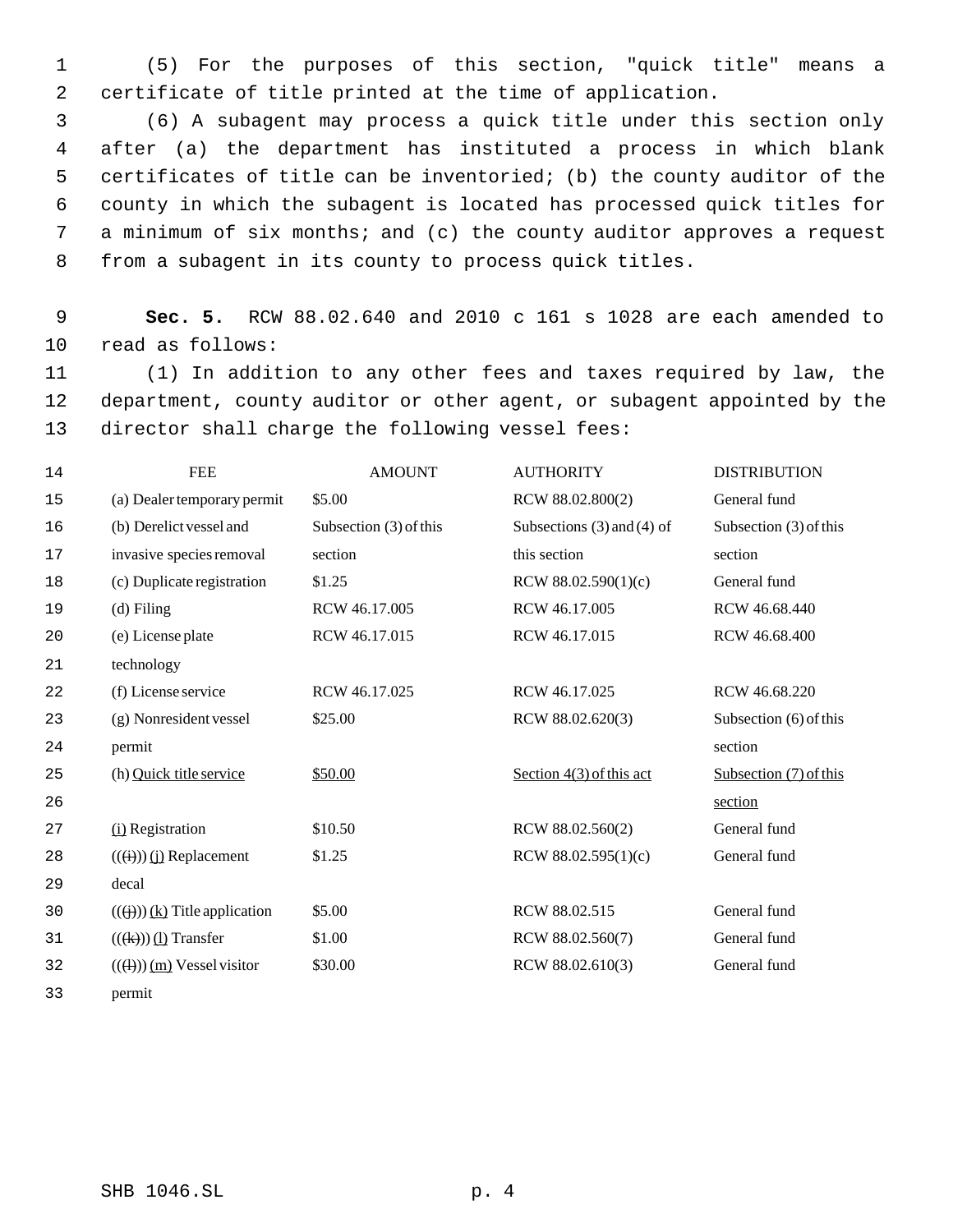(5) For the purposes of this section, "quick title" means a certificate of title printed at the time of application.

(6) A subagent may process a quick title under this section only after (a) the department has instituted a process in which blank certificates of title can be inventoried; (b) the county auditor of the county in which the subagent is located has processed quick titles for a minimum of six months; and (c) the county auditor approves a request from a subagent in its county to process quick titles.

**Sec. 5.** RCW 88.02.640 and 2010 c 161 s 1028 are each amended to read as follows:

(1) In addition to any other fees and taxes required by law, the department, county auditor or other agent, or subagent appointed by the director shall charge the following vessel fees:

| FEE | AMOUNT | AUTHORITY | DISTRIBUTION |
|---|---|---|---|
| (a) Dealer temporary permit | $5.00 | RCW 88.02.800(2) | General fund |
| (b) Derelict vessel and invasive species removal | Subsection (3) of this section | Subsections (3) and (4) of this section | Subsection (3) of this section |
| (c) Duplicate registration | $1.25 | RCW 88.02.590(1)(c) | General fund |
| (d) Filing | RCW 46.17.005 | RCW 46.17.005 | RCW 46.68.440 |
| (e) License plate technology | RCW 46.17.015 | RCW 46.17.015 | RCW 46.68.400 |
| (f) License service | RCW 46.17.025 | RCW 46.17.025 | RCW 46.68.220 |
| (g) Nonresident vessel permit | $25.00 | RCW 88.02.620(3) | Subsection (6) of this section |
| (h) <u>Quick title service</u> | <u>$50.00</u> | <u>Section 4(3) of this act</u> | <u>Subsection (7) of this section</u> |
| <u>(i)</u> Registration | $10.50 | RCW 88.02.560(2) | General fund |
| ((~~(i)~~)) <u>(j)</u> Replacement decal | $1.25 | RCW 88.02.595(1)(c) | General fund |
| ((~~(j)~~)) <u>(k)</u> Title application | $5.00 | RCW 88.02.515 | General fund |
| ((~~(k)~~)) <u>(l)</u> Transfer | $1.00 | RCW 88.02.560(7) | General fund |
| ((~~(l)~~)) <u>(m)</u> Vessel visitor permit | $30.00 | RCW 88.02.610(3) | General fund |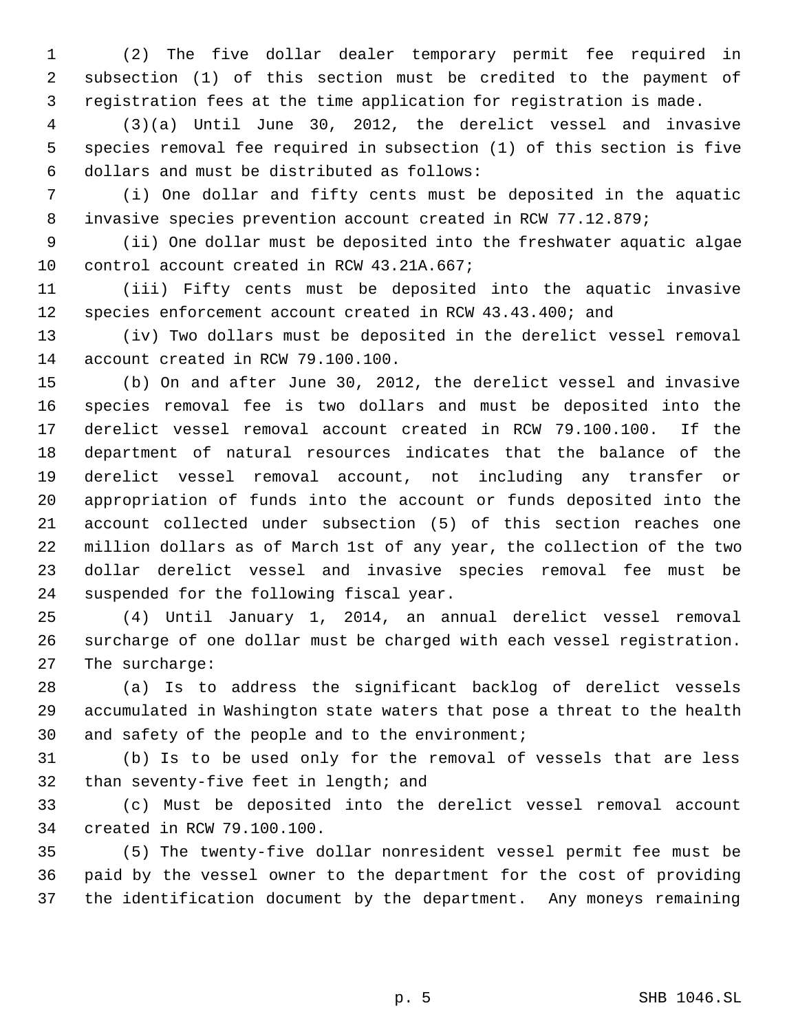(2) The five dollar dealer temporary permit fee required in subsection (1) of this section must be credited to the payment of registration fees at the time application for registration is made.

(3)(a) Until June 30, 2012, the derelict vessel and invasive species removal fee required in subsection (1) of this section is five dollars and must be distributed as follows:

(i) One dollar and fifty cents must be deposited in the aquatic invasive species prevention account created in RCW 77.12.879;

(ii) One dollar must be deposited into the freshwater aquatic algae control account created in RCW 43.21A.667;

(iii) Fifty cents must be deposited into the aquatic invasive species enforcement account created in RCW 43.43.400; and

(iv) Two dollars must be deposited in the derelict vessel removal account created in RCW 79.100.100.

(b) On and after June 30, 2012, the derelict vessel and invasive species removal fee is two dollars and must be deposited into the derelict vessel removal account created in RCW 79.100.100. If the department of natural resources indicates that the balance of the derelict vessel removal account, not including any transfer or appropriation of funds into the account or funds deposited into the account collected under subsection (5) of this section reaches one million dollars as of March 1st of any year, the collection of the two dollar derelict vessel and invasive species removal fee must be suspended for the following fiscal year.

(4) Until January 1, 2014, an annual derelict vessel removal surcharge of one dollar must be charged with each vessel registration. The surcharge:

(a) Is to address the significant backlog of derelict vessels accumulated in Washington state waters that pose a threat to the health and safety of the people and to the environment;

(b) Is to be used only for the removal of vessels that are less than seventy-five feet in length; and

(c) Must be deposited into the derelict vessel removal account created in RCW 79.100.100.

(5) The twenty-five dollar nonresident vessel permit fee must be paid by the vessel owner to the department for the cost of providing the identification document by the department. Any moneys remaining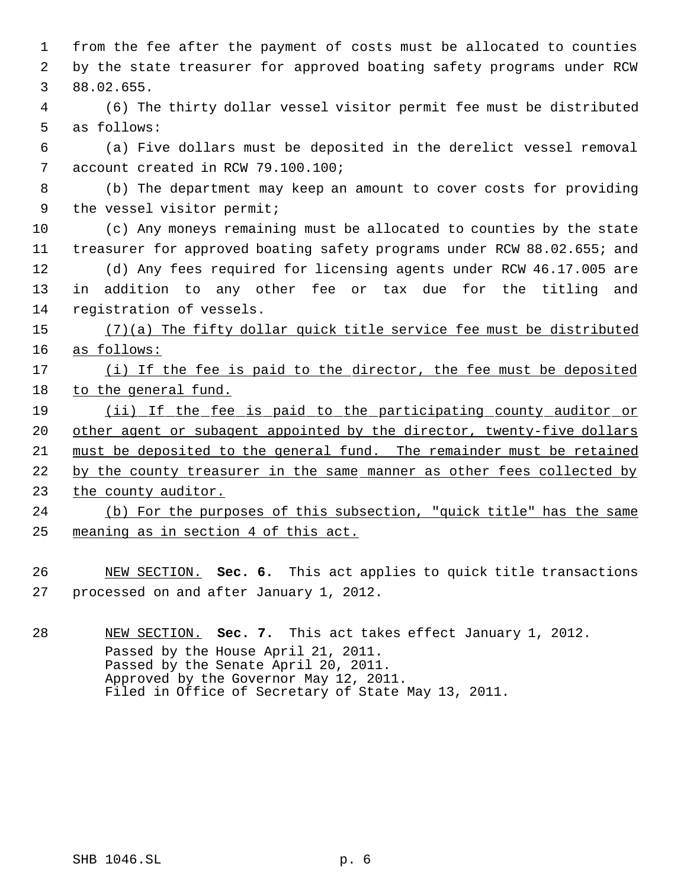from the fee after the payment of costs must be allocated to counties by the state treasurer for approved boating safety programs under RCW 88.02.655.

(6) The thirty dollar vessel visitor permit fee must be distributed as follows:

(a) Five dollars must be deposited in the derelict vessel removal account created in RCW 79.100.100;

(b) The department may keep an amount to cover costs for providing the vessel visitor permit;

(c) Any moneys remaining must be allocated to counties by the state treasurer for approved boating safety programs under RCW 88.02.655; and

(d) Any fees required for licensing agents under RCW 46.17.005 are in addition to any other fee or tax due for the titling and registration of vessels.

<u>(7)(a) The fifty dollar quick title service fee must be distributed as follows:</u>

<u>(i) If the fee is paid to the director, the fee must be deposited to the general fund.</u>

<u>(ii) If the fee is paid to the participating county auditor or other agent or subagent appointed by the director, twenty-five dollars must be deposited to the general fund. The remainder must be retained by the county treasurer in the same manner as other fees collected by the county auditor.</u>

<u>(b) For the purposes of this subsection, "quick title" has the same meaning as in section 4 of this act.</u>

<u>NEW SECTION.</u> **Sec. 6.** This act applies to quick title transactions processed on and after January 1, 2012.

<u>NEW SECTION.</u> **Sec. 7.** This act takes effect January 1, 2012.

Passed by the House April 21, 2011.
Passed by the Senate April 20, 2011.
Approved by the Governor May 12, 2011.
Filed in Office of Secretary of State May 13, 2011.